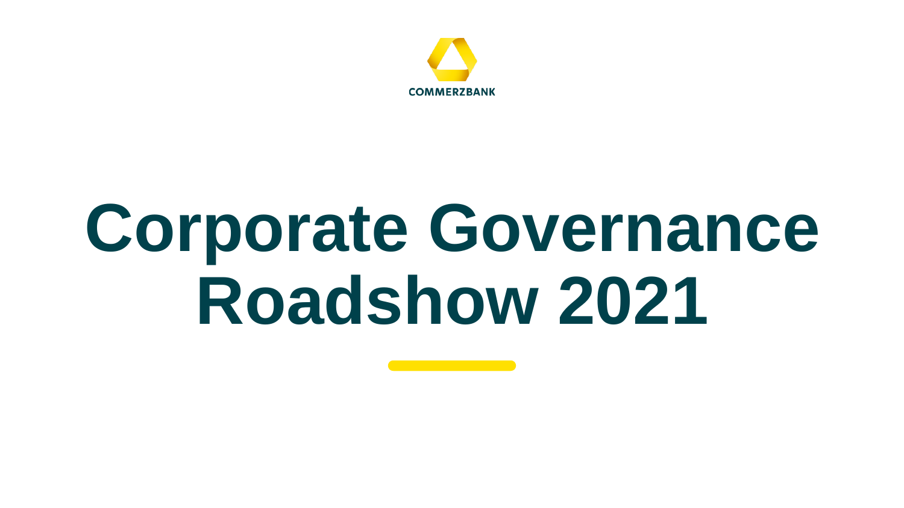COMMERZBANK

# Corporate Governance Roadshow 2021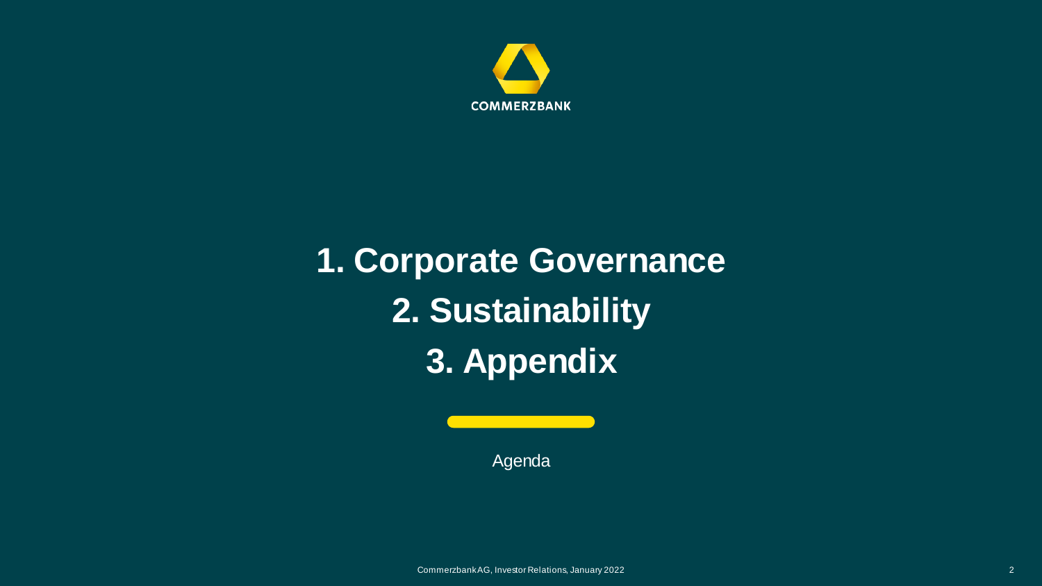COMMERZBANK

1. Corporate Governance
2. Sustainability
3. Appendix

Agenda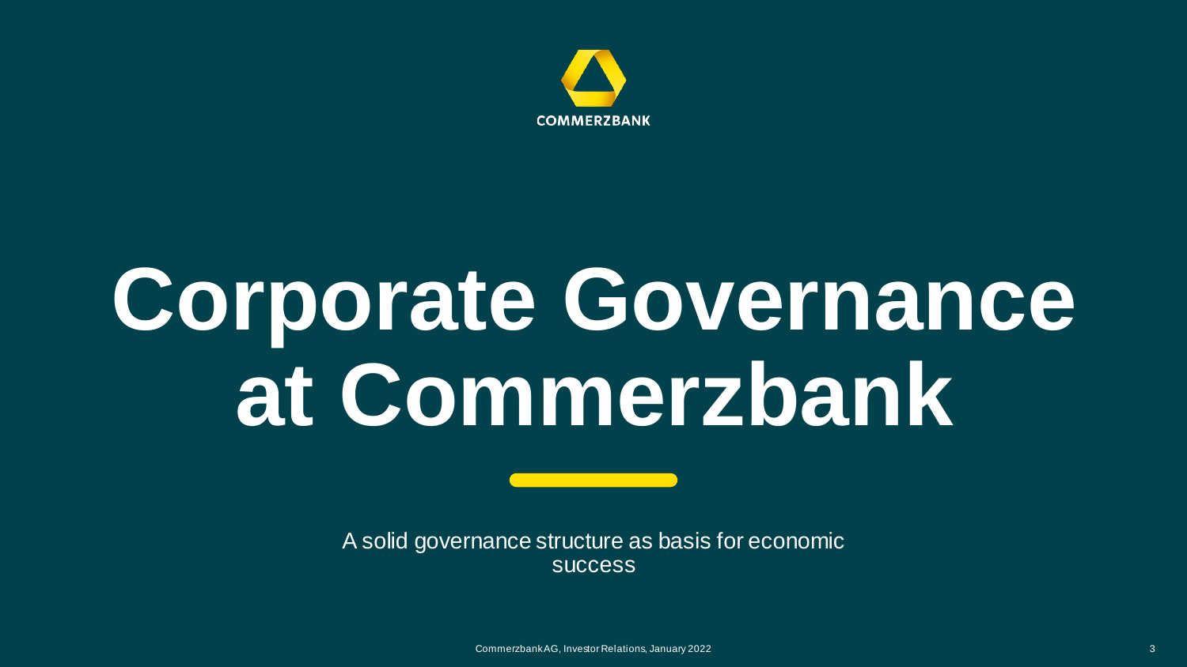COMMERZBANK

# Corporate Governance at Commerzbank

A solid governance structure as basis for economic success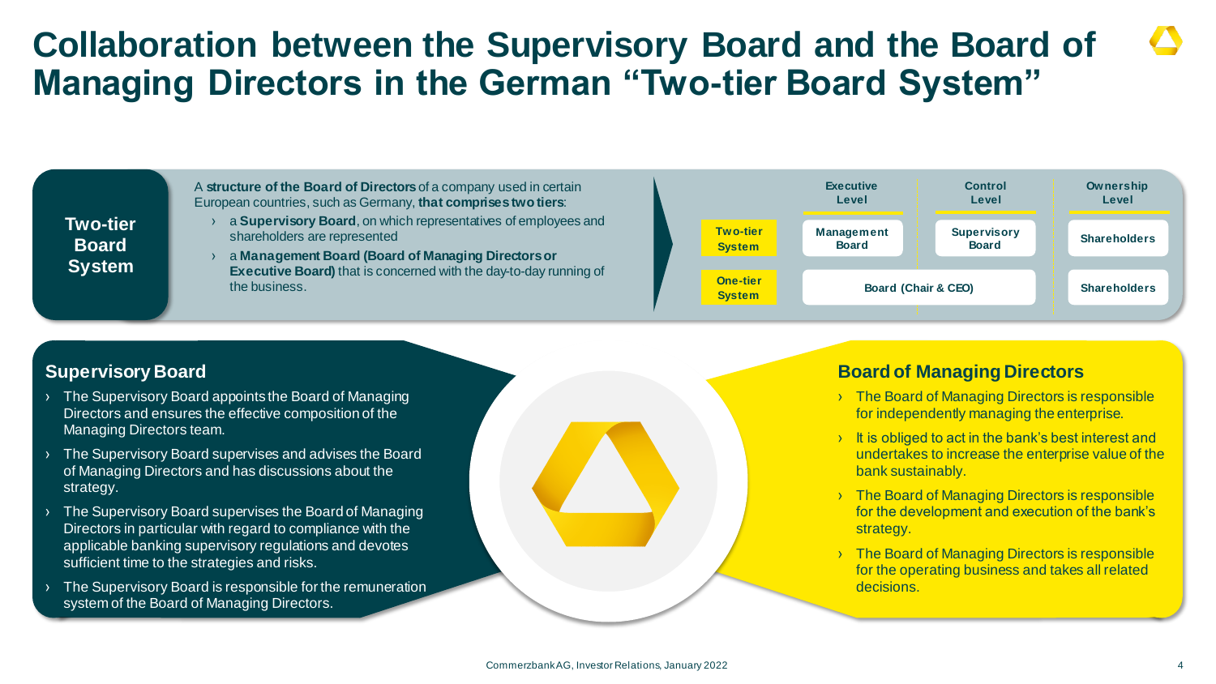# Collaboration between the Supervisory Board and the Board of Managing Directors in the German "Two-tier Board System"

## Two-tier Board System

A **structure of the Board of Directors** of a company used in certain European countries, such as Germany, **that comprises two tiers**:

- a **Supervisory Board**, on which representatives of employees and shareholders are represented
- a **Management Board (Board of Managing Directors or Executive Board)** that is concerned with the day-to-day running of the business.

| | Executive Level | Control Level | Ownership Level |
|---|---|---|---|
| **Two-tier System** | Management Board | Supervisory Board | Shareholders |
| **One-tier System** | Board (Chair & CEO) | | Shareholders |

## Supervisory Board

- The Supervisory Board appoints the Board of Managing Directors and ensures the effective composition of the Managing Directors team.
- The Supervisory Board supervises and advises the Board of Managing Directors and has discussions about the strategy.
- The Supervisory Board supervises the Board of Managing Directors in particular with regard to compliance with the applicable banking supervisory regulations and devotes sufficient time to the strategies and risks.
- The Supervisory Board is responsible for the remuneration system of the Board of Managing Directors.

## Board of Managing Directors

- The Board of Managing Directors is responsible for independently managing the enterprise.
- It is obliged to act in the bank's best interest and undertakes to increase the enterprise value of the bank sustainably.
- The Board of Managing Directors is responsible for the development and execution of the bank's strategy.
- The Board of Managing Directors is responsible for the operating business and takes all related decisions.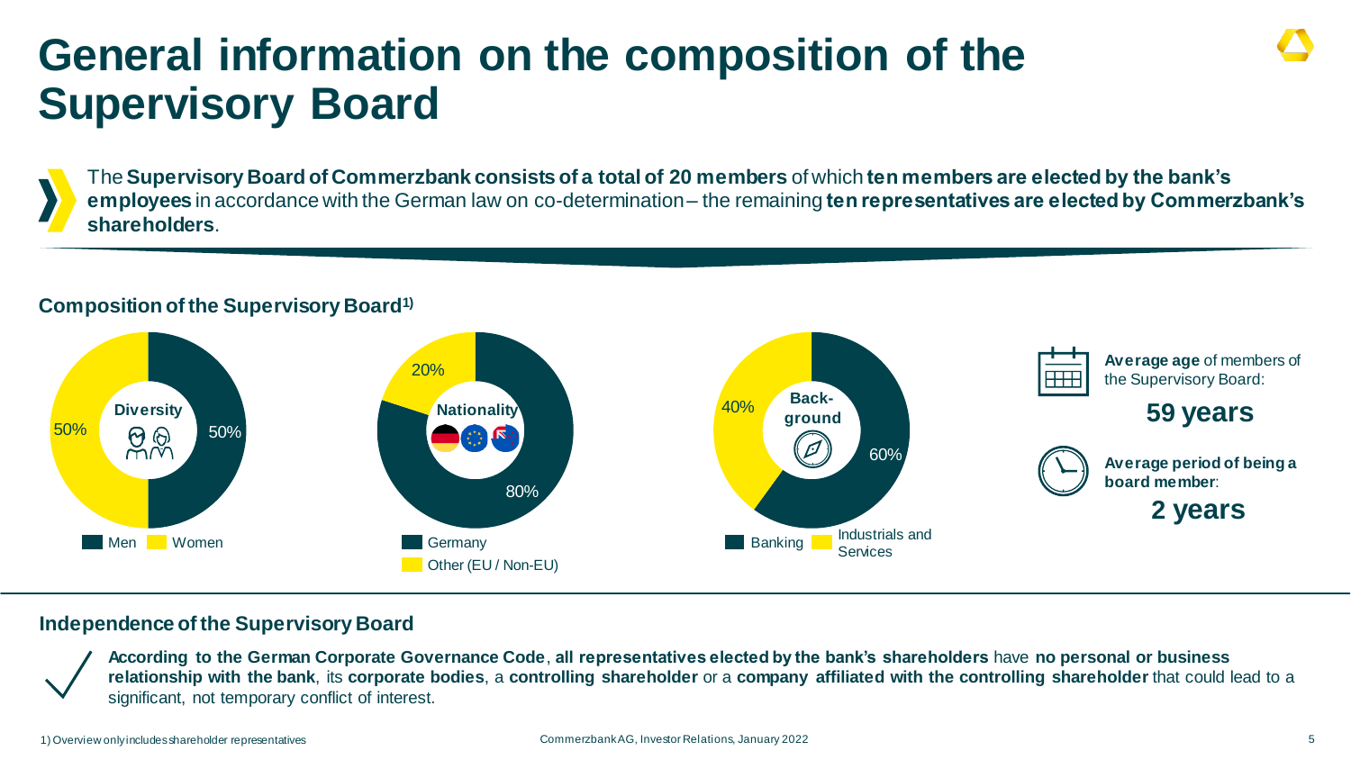# General information on the composition of the Supervisory Board

The **Supervisory Board of Commerzbank consists of a total of 20 members** of which **ten members are elected by the bank's employees** in accordance with the German law on co-determination – the remaining **ten representatives are elected by Commerzbank's shareholders**.

## Composition of the Supervisory Board[1)]

**Diversity**

| Men | Women |
| --- | --- |
| 50% | 50% |

**Nationality**

| Germany | Other (EU / Non-EU) |
| --- | --- |
| 80% | 20% |

**Background**

| Banking | Industrials and Services |
| --- | --- |
| 60% | 40% |

**Average age** of members of the Supervisory Board:

**59 years**

**Average period of being a board member**:

**2 years**

## Independence of the Supervisory Board

**According to the German Corporate Governance Code**, **all representatives elected by the bank's shareholders** have **no personal or business relationship with the bank**, its **corporate bodies**, a **controlling shareholder** or a **company affiliated with the controlling shareholder** that could lead to a significant, not temporary conflict of interest.

1) Overview only includes shareholder representatives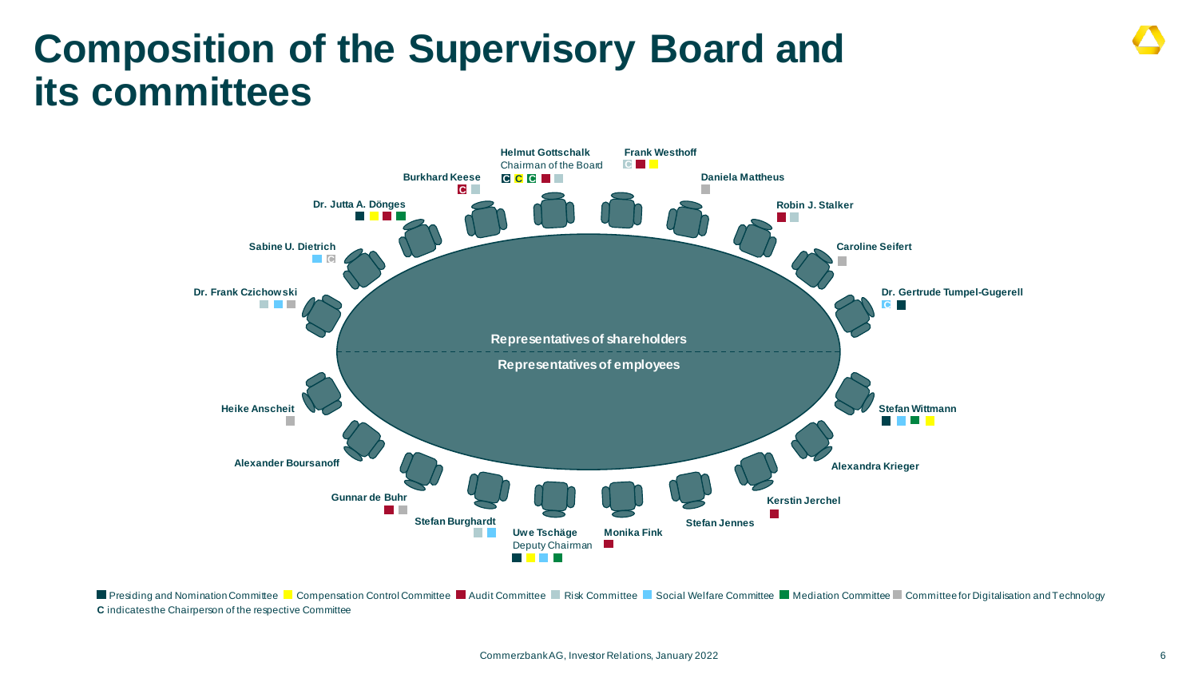# Composition of the Supervisory Board and its committees

**Representatives of shareholders**

| Name | Committees |
|---|---|
| Helmut Gottschalk, Chairman of the Board | Presiding and Nomination Committee (C), Compensation Control Committee (C), Mediation Committee (C), Audit Committee, Risk Committee |
| Frank Westhoff | Risk Committee (C), Audit Committee, Compensation Control Committee |
| Burkhard Keese | Audit Committee (C), Risk Committee |
| Daniela Mattheus | Committee for Digitalisation and Technology |
| Dr. Jutta A. Dönges | Presiding and Nomination Committee, Compensation Control Committee, Audit Committee, Mediation Committee |
| Robin J. Stalker | Audit Committee, Risk Committee |
| Sabine U. Dietrich | Social Welfare Committee, Committee for Digitalisation and Technology (C) |
| Caroline Seifert | Committee for Digitalisation and Technology |
| Dr. Frank Czichowski | Risk Committee, Social Welfare Committee, Committee for Digitalisation and Technology |
| Dr. Gertrude Tumpel-Gugerell | Social Welfare Committee (C), Presiding and Nomination Committee |

**Representatives of employees**

| Name | Committees |
|---|---|
| Heike Anscheit | Committee for Digitalisation and Technology |
| Stefan Wittmann | Presiding and Nomination Committee, Social Welfare Committee, Mediation Committee, Compensation Control Committee |
| Alexander Boursanoff | |
| Alexandra Krieger | |
| Gunnar de Buhr | Audit Committee, Committee for Digitalisation and Technology |
| Kerstin Jerchel | Audit Committee |
| Stefan Burghardt | Risk Committee, Social Welfare Committee |
| Stefan Jennes | |
| Uwe Tschäge, Deputy Chairman | Presiding and Nomination Committee, Compensation Control Committee, Social Welfare Committee, Mediation Committee |
| Monika Fink | Audit Committee |

Presiding and Nomination Committee | Compensation Control Committee | Audit Committee | Risk Committee | Social Welfare Committee | Mediation Committee | Committee for Digitalisation and Technology

**C** indicates the Chairperson of the respective Committee

Commerzbank AG, Investor Relations, January 2022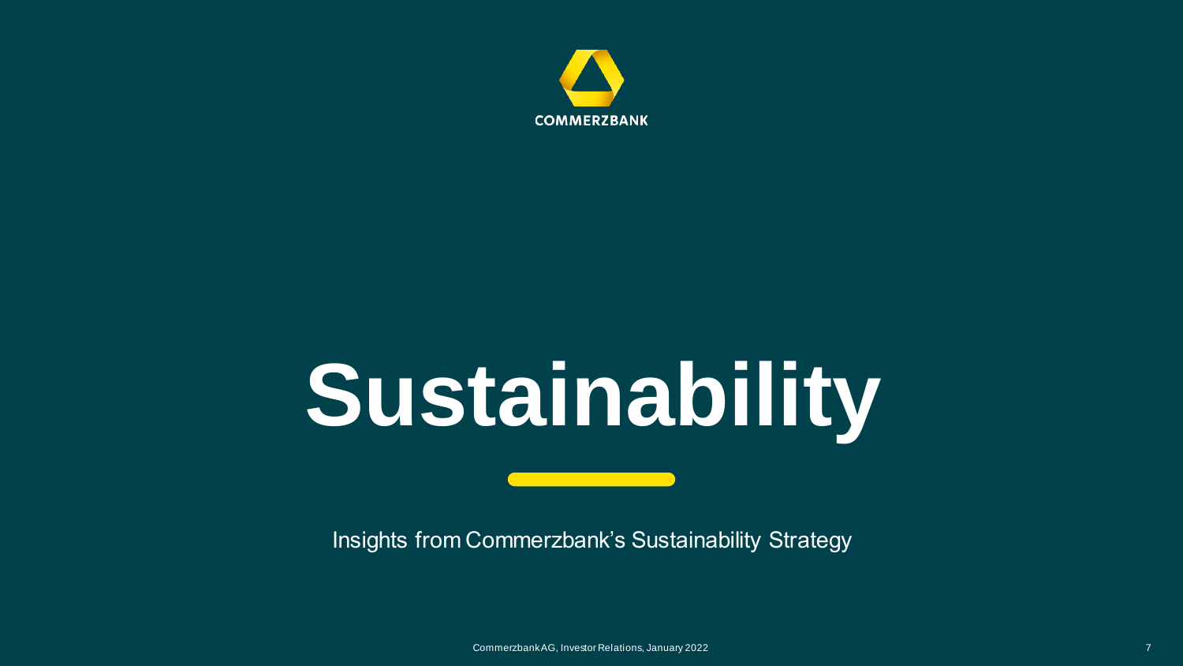COMMERZBANK

# Sustainability

Insights from Commerzbank's Sustainability Strategy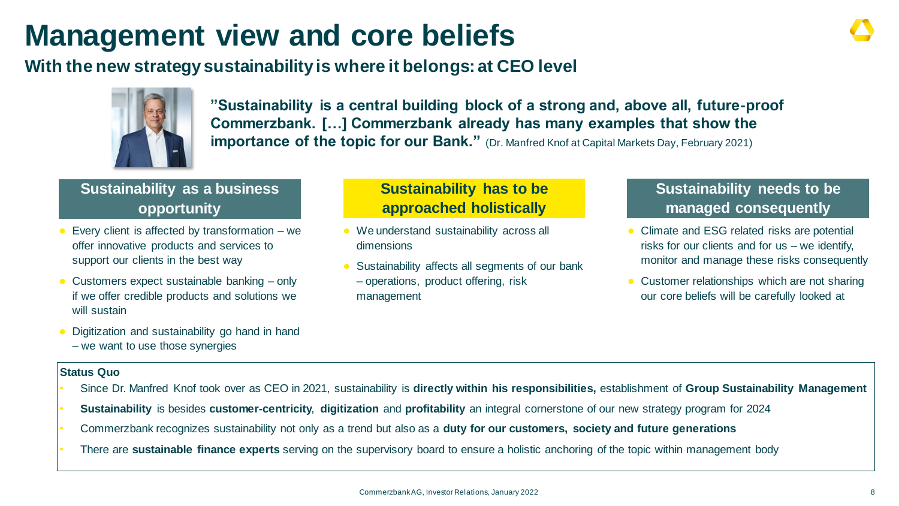# Management view and core beliefs

## With the new strategy sustainability is where it belongs: at CEO level

**"Sustainability is a central building block of a strong and, above all, future-proof Commerzbank. […] Commerzbank already has many examples that show the importance of the topic for our Bank."** (Dr. Manfred Knof at Capital Markets Day, February 2021)

### Sustainability as a business opportunity

- Every client is affected by transformation – we offer innovative products and services to support our clients in the best way
- Customers expect sustainable banking – only if we offer credible products and solutions we will sustain
- Digitization and sustainability go hand in hand – we want to use those synergies

### Sustainability has to be approached holistically

- We understand sustainability across all dimensions
- Sustainability affects all segments of our bank – operations, product offering, risk management

### Sustainability needs to be managed consequently

- Climate and ESG related risks are potential risks for our clients and for us – we identify, monitor and manage these risks consequently
- Customer relationships which are not sharing our core beliefs will be carefully looked at

**Status Quo**

- Since Dr. Manfred Knof took over as CEO in 2021, sustainability is **directly within his responsibilities,** establishment of **Group Sustainability Management**
- **Sustainability** is besides **customer-centricity**, **digitization** and **profitability** an integral cornerstone of our new strategy program for 2024
- Commerzbank recognizes sustainability not only as a trend but also as a **duty for our customers, society and future generations**
- There are **sustainable finance experts** serving on the supervisory board to ensure a holistic anchoring of the topic within management body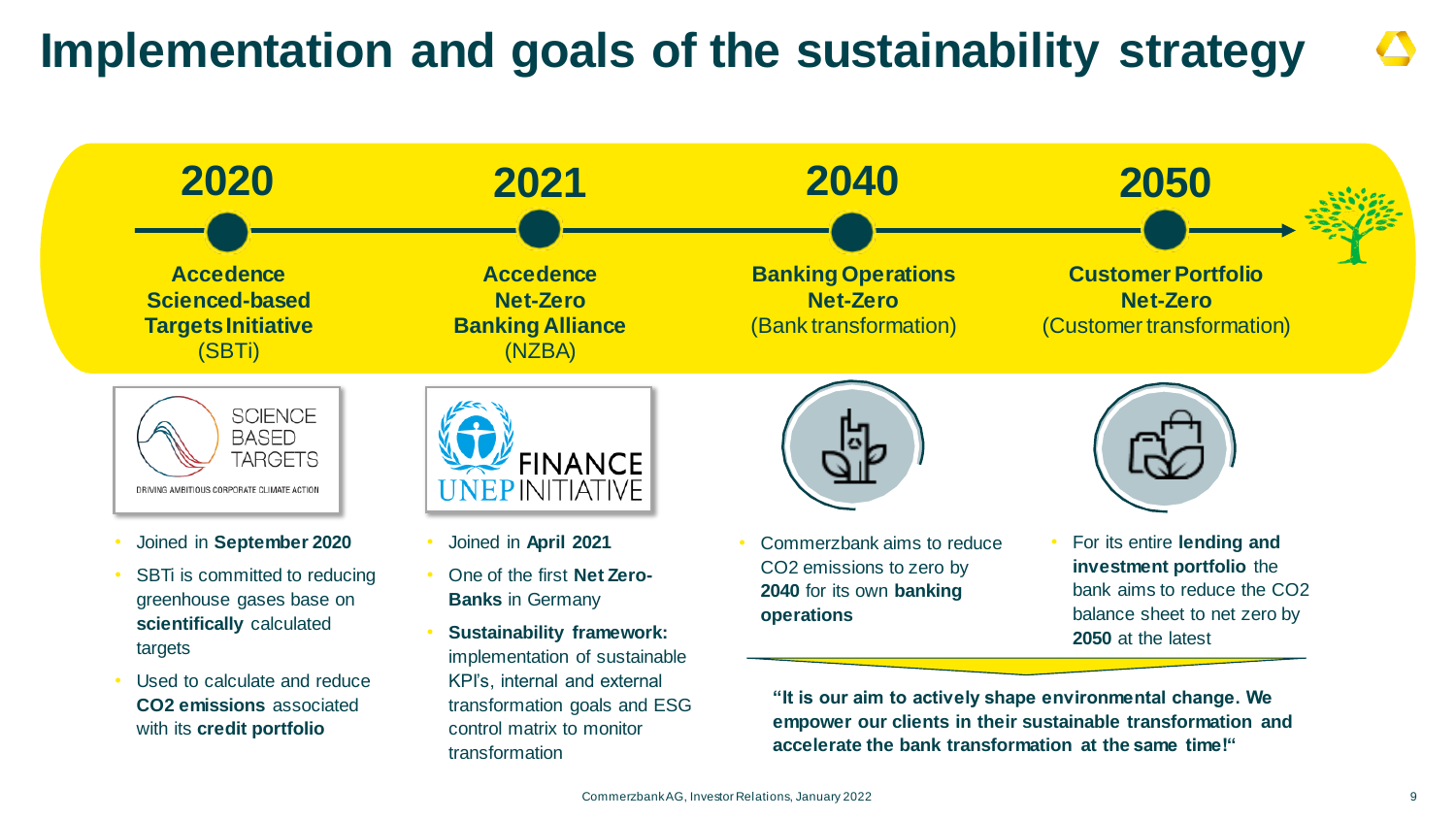# Implementation and goals of the sustainability strategy

## 2020

**Accedence Scienced-based Targets Initiative** (SBTi)

SCIENCE BASED TARGETS
DRIVING AMBITIOUS CORPORATE CLIMATE ACTION

- Joined in **September 2020**
- SBTi is committed to reducing greenhouse gases base on **scientifically** calculated targets
- Used to calculate and reduce **CO2 emissions** associated with its **credit portfolio**

## 2021

**Accedence Net-Zero Banking Alliance** (NZBA)

UNEP FINANCE INITIATIVE

- Joined in **April 2021**
- One of the first **Net Zero-Banks** in Germany
- **Sustainability framework:** implementation of sustainable KPI's, internal and external transformation goals and ESG control matrix to monitor transformation

## 2040

**Banking Operations Net-Zero** (Bank transformation)

- Commerzbank aims to reduce CO2 emissions to zero by **2040** for its own **banking operations**

## 2050

**Customer Portfolio Net-Zero** (Customer transformation)

- For its entire **lending and investment portfolio** the bank aims to reduce the CO2 balance sheet to net zero by **2050** at the latest

**"It is our aim to actively shape environmental change. We empower our clients in their sustainable transformation and accelerate the bank transformation at the same time!"**

Commerzbank AG, Investor Relations, January 2022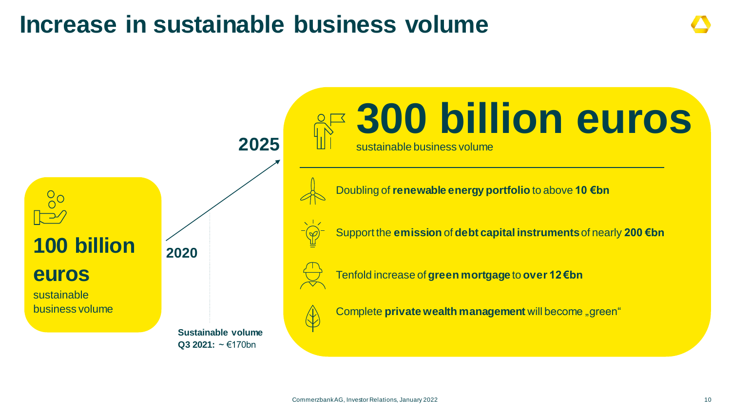# Increase in sustainable business volume

**100 billion euros**
sustainable business volume

**2020**

**Sustainable volume Q3 2021:** ~ €170bn

**2025**

**300 billion euros**
sustainable business volume

- Doubling of **renewable energy portfolio** to above **10 €bn**
- Support the **emission** of **debt capital instruments** of nearly **200 €bn**
- Tenfold increase of **green mortgage** to **over 12 €bn**
- Complete **private wealth management** will become „green"

Commerzbank AG, Investor Relations, January 2022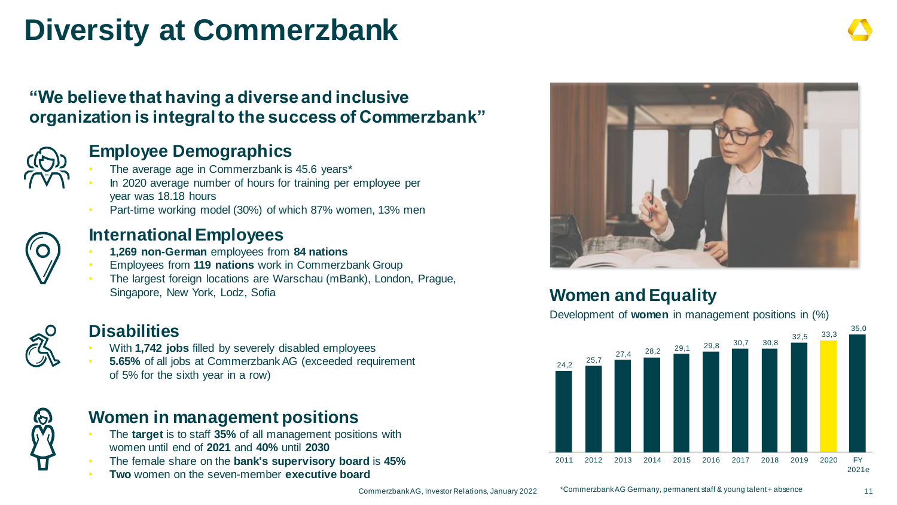# Diversity at Commerzbank

**"We believe that having a diverse and inclusive organization is integral to the success of Commerzbank"**

## Employee Demographics

- The average age in Commerzbank is 45.6 years*
- In 2020 average number of hours for training per employee per year was 18.18 hours
- Part-time working model (30%) of which 87% women, 13% men

## International Employees

- **1,269 non-German** employees from **84 nations**
- Employees from **119 nations** work in Commerzbank Group
- The largest foreign locations are Warschau (mBank), London, Prague, Singapore, New York, Lodz, Sofia

## Disabilities

- With **1,742 jobs** filled by severely disabled employees
- **5.65%** of all jobs at Commerzbank AG (exceeded requirement of 5% for the sixth year in a row)

## Women in management positions

- The **target** is to staff **35%** of all management positions with women until end of **2021** and **40%** until **2030**
- The female share on the **bank's supervisory board** is **45%**
- **Two** women on the seven-member **executive board**

## Women and Equality

Development of **women** in management positions in (%)

| Year | % |
|---|---|
| 2011 | 24,2 |
| 2012 | 25,7 |
| 2013 | 27,4 |
| 2014 | 28,2 |
| 2015 | 29,1 |
| 2016 | 29,8 |
| 2017 | 30,7 |
| 2018 | 30,8 |
| 2019 | 32,5 |
| 2020 | 33,3 |
| FY 2021e | 35,0 |

*Commerzbank AG Germany, permanent staff & young talent + absence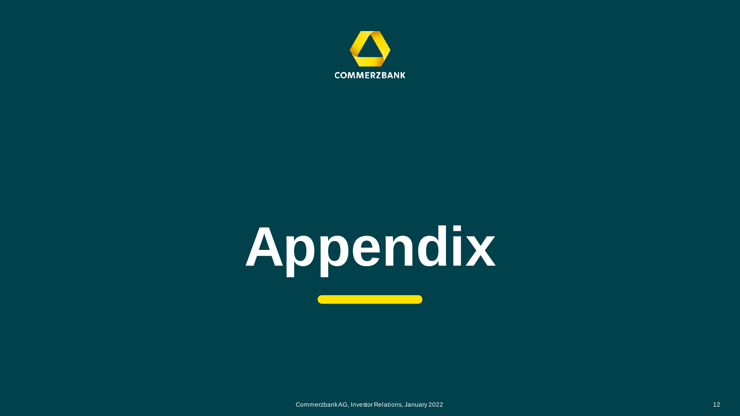# Appendix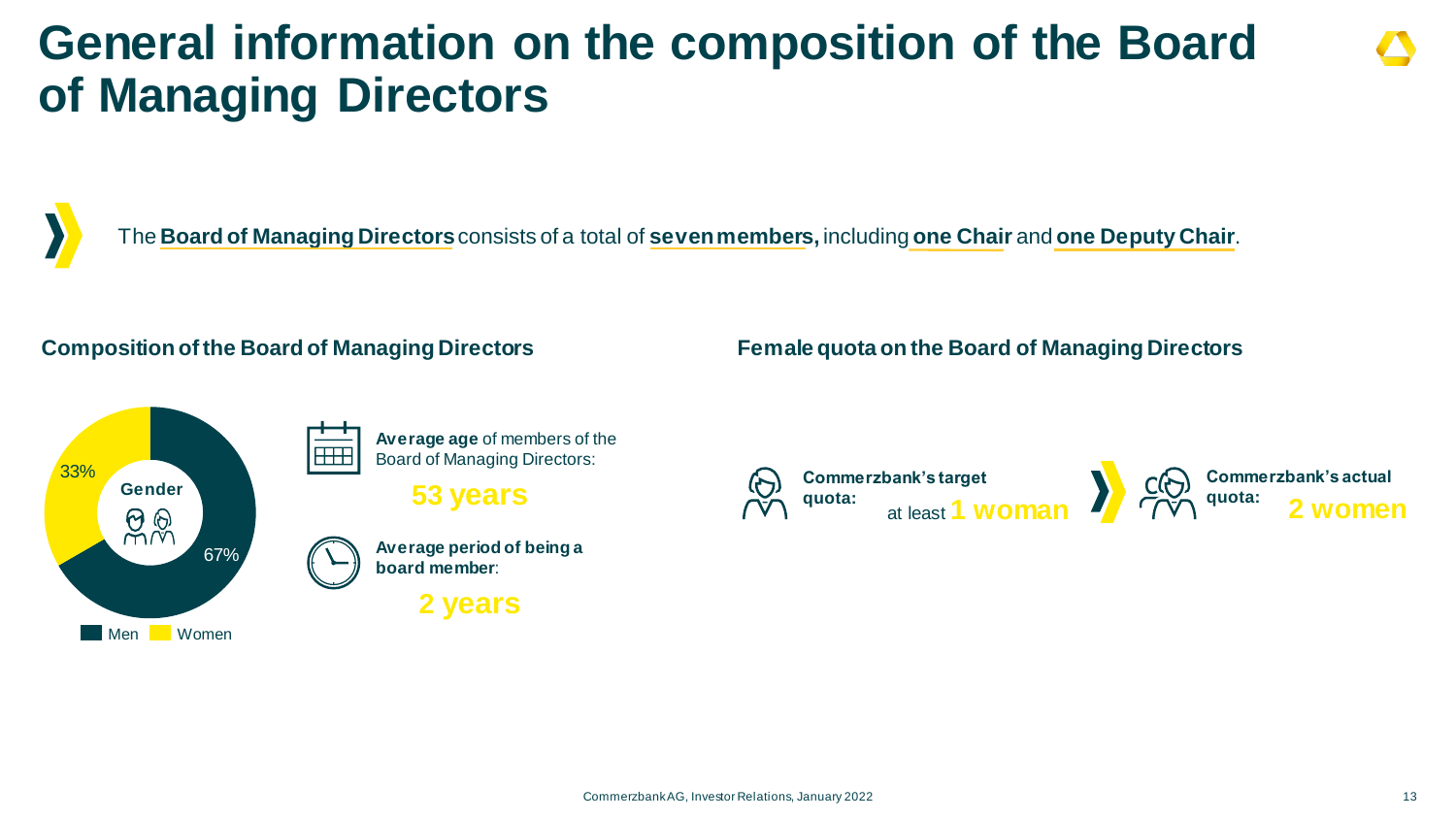# General information on the composition of the Board of Managing Directors

The **Board of Managing Directors** consists of a total of **seven members,** including **one Chair** and **one Deputy Chair**.

## Composition of the Board of Managing Directors

**Gender**

- Men: 67%
- Women: 33%

**Average age** of members of the Board of Managing Directors:

**53 years**

**Average period of being a board member**:

**2 years**

## Female quota on the Board of Managing Directors

**Commerzbank's target quota:** at least **1 woman**

**Commerzbank's actual quota:** **2 women**

Commerzbank AG, Investor Relations, January 2022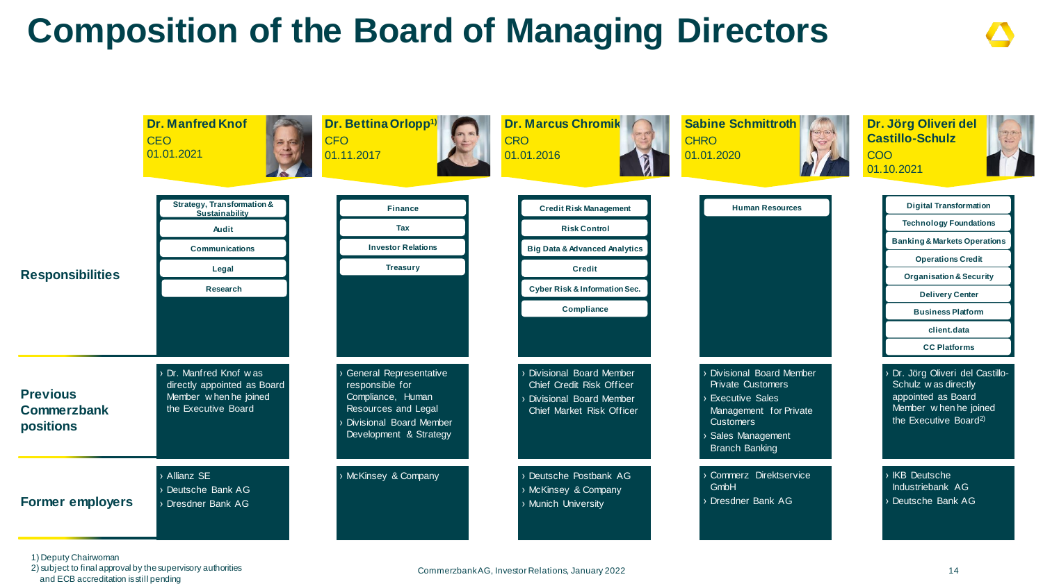# Composition of the Board of Managing Directors

| | Dr. Manfred Knof<br>CEO<br>01.01.2021 | Dr. Bettina Orlopp[1)]<br>CFO<br>01.11.2017 | Dr. Marcus Chromik<br>CRO<br>01.01.2016 | Sabine Schmittroth<br>CHRO<br>01.01.2020 | Dr. Jörg Oliveri del Castillo-Schulz<br>COO<br>01.10.2021 |
|---|---|---|---|---|---|
| **Responsibilities** | Strategy, Transformation & Sustainability<br>Audit<br>Communications<br>Legal<br>Research | Finance<br>Tax<br>Investor Relations<br>Treasury | Credit Risk Management<br>Risk Control<br>Big Data & Advanced Analytics<br>Credit<br>Cyber Risk & Information Sec.<br>Compliance | Human Resources | Digital Transformation<br>Technology Foundations<br>Banking & Markets Operations<br>Operations Credit<br>Organisation & Security<br>Delivery Center<br>Business Platform<br>client.data<br>CC Platforms |
| **Previous Commerzbank positions** | › Dr. Manfred Knof was directly appointed as Board Member when he joined the Executive Board | › General Representative responsible for Compliance, Human Resources and Legal<br>› Divisional Board Member Development & Strategy | › Divisional Board Member Chief Credit Risk Officer<br>› Divisional Board Member Chief Market Risk Officer | › Divisional Board Member Private Customers<br>› Executive Sales Management for Private Customers<br>› Sales Management Branch Banking | › Dr. Jörg Oliveri del Castillo-Schulz was directly appointed as Board Member when he joined the Executive Board[2)] |
| **Former employers** | › Allianz SE<br>› Deutsche Bank AG<br>› Dresdner Bank AG | › McKinsey & Company | › Deutsche Postbank AG<br>› McKinsey & Company<br>› Munich University | › Commerz Direktservice GmbH<br>› Dresdner Bank AG | › IKB Deutsche Industriebank AG<br>› Deutsche Bank AG |

1) Deputy Chairwoman
2) subject to final approval by the supervisory authorities and ECB accreditation is still pending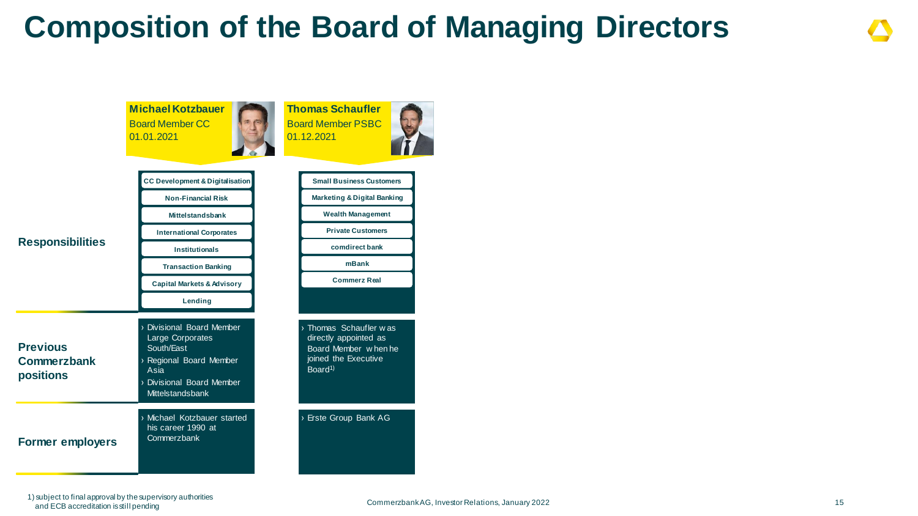# Composition of the Board of Managing Directors

| | **Michael Kotzbauer**<br>Board Member CC<br>01.01.2021 | **Thomas Schaufler**<br>Board Member PSBC<br>01.12.2021 |
|---|---|---|
| **Responsibilities** | CC Development & Digitalisation<br>Non-Financial Risk<br>Mittelstandsbank<br>International Corporates<br>Institutionals<br>Transaction Banking<br>Capital Markets & Advisory<br>Lending | Small Business Customers<br>Marketing & Digital Banking<br>Wealth Management<br>Private Customers<br>comdirect bank<br>mBank<br>Commerz Real |
| **Previous Commerzbank positions** | › Divisional Board Member Large Corporates South/East<br>› Regional Board Member Asia<br>› Divisional Board Member Mittelstandsbank | › Thomas Schaufler was directly appointed as Board Member when he joined the Executive Board[1] |
| **Former employers** | › Michael Kotzbauer started his career 1990 at Commerzbank | › Erste Group Bank AG |

1) subject to final approval by the supervisory authorities and ECB accreditation is still pending

Commerzbank AG, Investor Relations, January 2022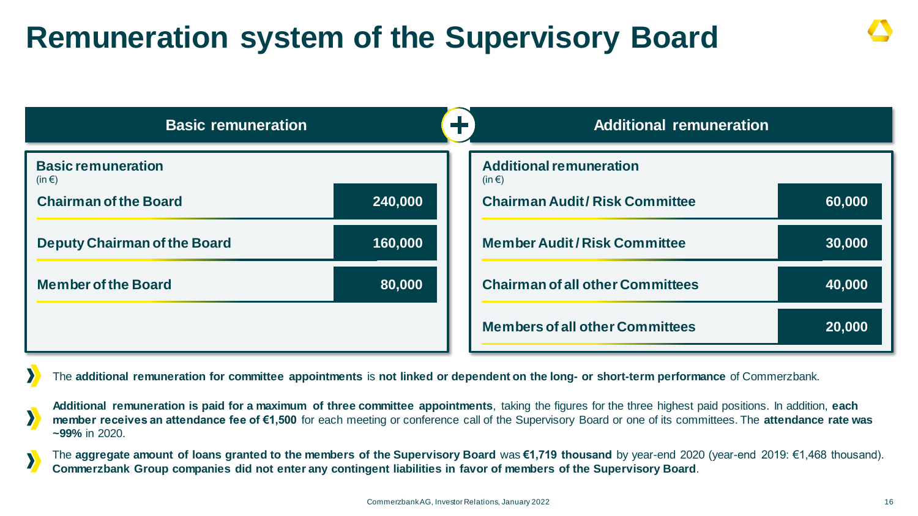# Remuneration system of the Supervisory Board

## Basic remuneration + Additional remuneration

| Basic remuneration (in €) | |
|---|---|
| Chairman of the Board | 240,000 |
| Deputy Chairman of the Board | 160,000 |
| Member of the Board | 80,000 |

| Additional remuneration (in €) | |
|---|---|
| Chairman Audit / Risk Committee | 60,000 |
| Member Audit / Risk Committee | 30,000 |
| Chairman of all other Committees | 40,000 |
| Members of all other Committees | 20,000 |

- The **additional remuneration for committee appointments** is **not linked or dependent on the long- or short-term performance** of Commerzbank.
- **Additional remuneration is paid for a maximum of three committee appointments**, taking the figures for the three highest paid positions. In addition, **each member receives an attendance fee of €1,500** for each meeting or conference call of the Supervisory Board or one of its committees. The **attendance rate was ~99%** in 2020.
- The **aggregate amount of loans granted to the members of the Supervisory Board** was **€1,719 thousand** by year-end 2020 (year-end 2019: €1,468 thousand). **Commerzbank Group companies did not enter any contingent liabilities in favor of members of the Supervisory Board**.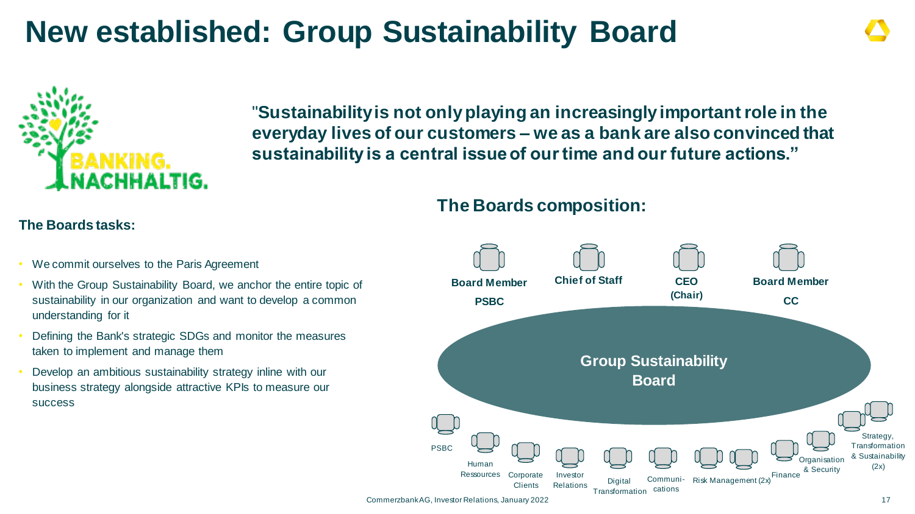# New established: Group Sustainability Board

BANKING. NACHHALTIG.

"**Sustainability is not only playing an increasingly important role in the everyday lives of our customers – we as a bank are also convinced that sustainability is a central issue of our time and our future actions.**"

### The Boards tasks:

- We commit ourselves to the Paris Agreement
- With the Group Sustainability Board, we anchor the entire topic of sustainability in our organization and want to develop a common understanding for it
- Defining the Bank's strategic SDGs and monitor the measures taken to implement and manage them
- Develop an ambitious sustainability strategy inline with our business strategy alongside attractive KPIs to measure our success

### The Boards composition:

**Board Member PSBC** | **Chief of Staff** | **CEO (Chair)** | **Board Member CC**

**Group Sustainability Board**

PSBC, Human Ressources, Corporate Clients, Investor Relations, Digital Transformation, Communi-cations, Risk Management (2x), Finance, Organisation & Security, Strategy, Transformation & Sustainability (2x)

Commerzbank AG, Investor Relations, January 2022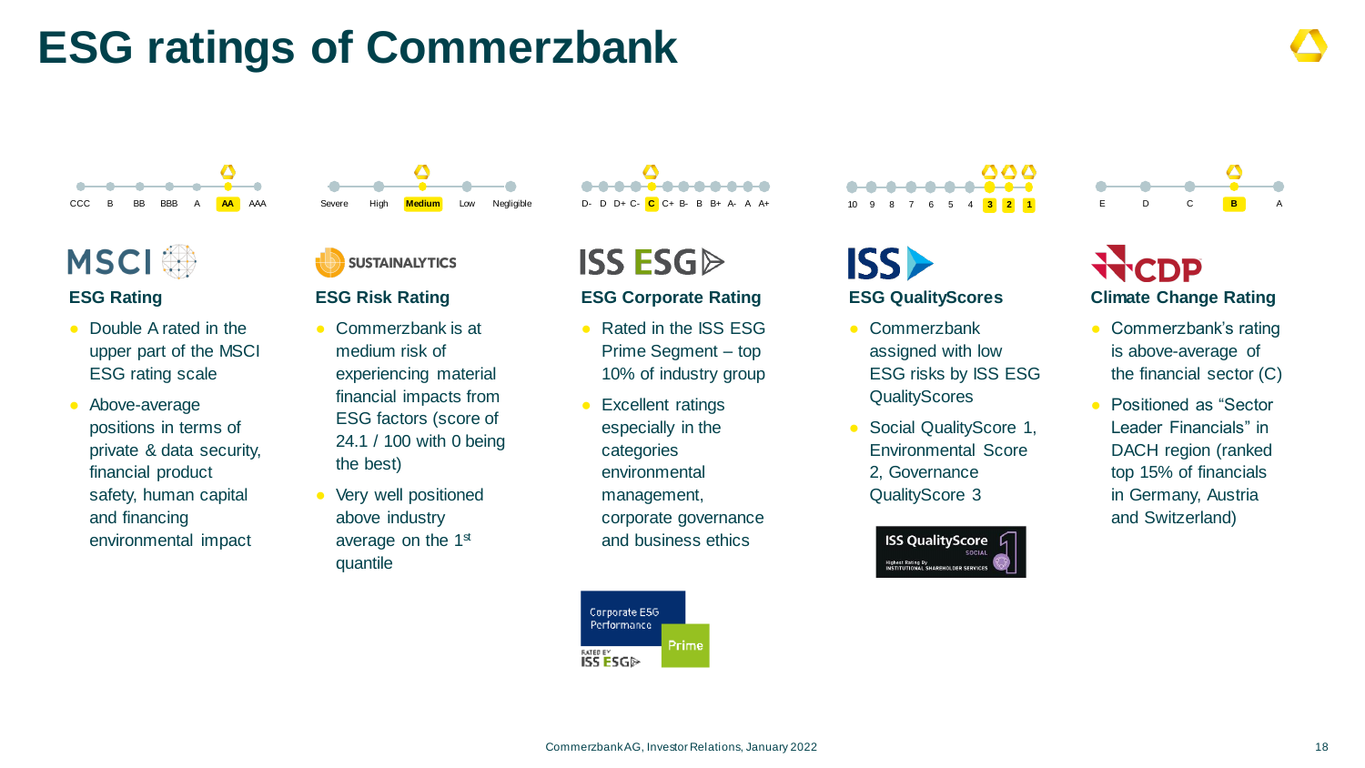# ESG ratings of Commerzbank

CCC · B · BB · BBB · A · **AA** · AAA

## MSCI

### ESG Rating

- Double A rated in the upper part of the MSCI ESG rating scale
- Above-average positions in terms of private & data security, financial product safety, human capital and financing environmental impact

Severe · High · **Medium** · Low · Negligible

## SUSTAINALYTICS

### ESG Risk Rating

- Commerzbank is at medium risk of experiencing material financial impacts from ESG factors (score of 24.1 / 100 with 0 being the best)
- Very well positioned above industry average on the 1st quantile

D- · D · D+ · C- · **C** · C+ · B- · B · B+ · A- · A · A+

## ISS ESG

### ESG Corporate Rating

- Rated in the ISS ESG Prime Segment – top 10% of industry group
- Excellent ratings especially in the categories environmental management, corporate governance and business ethics

Corporate ESG Performance – Prime – RATED BY ISS ESG

10 · 9 · 8 · 7 · 6 · 5 · 4 · **3** · **2** · **1**

## ISS

### ESG QualityScores

- Commerzbank assigned with low ESG risks by ISS ESG QualityScores
- Social QualityScore 1, Environmental Score 2, Governance QualityScore 3

ISS QualityScore SOCIAL 1 – Highest Rating By INSTITUTIONAL SHAREHOLDER SERVICES

E · D · C · **B** · A

## CDP

### Climate Change Rating

- Commerzbank's rating is above-average of the financial sector (C)
- Positioned as "Sector Leader Financials" in DACH region (ranked top 15% of financials in Germany, Austria and Switzerland)

Commerzbank AG, Investor Relations, January 2022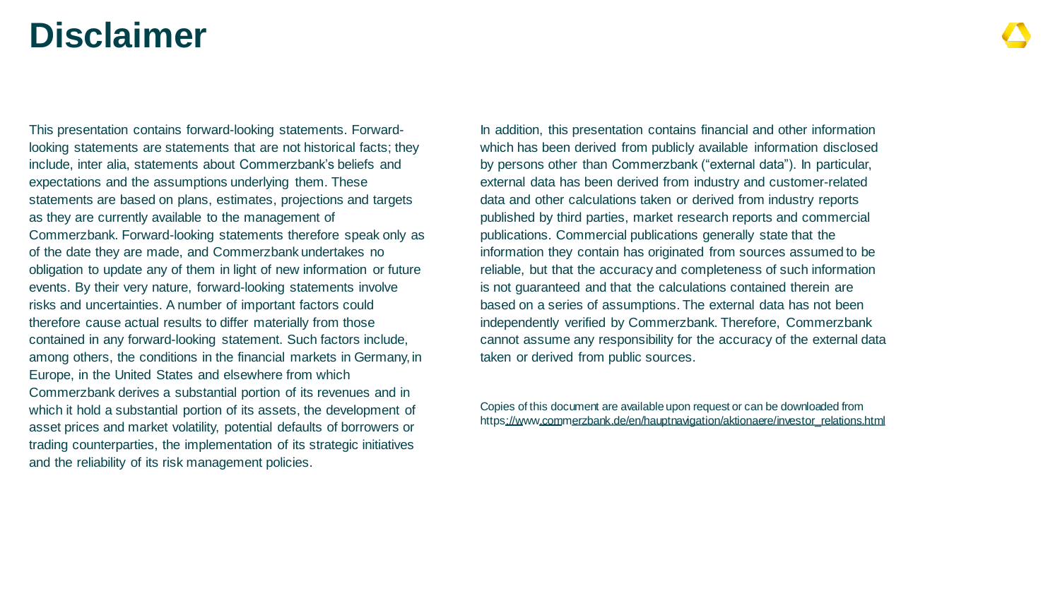# Disclaimer

This presentation contains forward-looking statements. Forward-looking statements are statements that are not historical facts; they include, inter alia, statements about Commerzbank's beliefs and expectations and the assumptions underlying them. These statements are based on plans, estimates, projections and targets as they are currently available to the management of Commerzbank. Forward-looking statements therefore speak only as of the date they are made, and Commerzbank undertakes no obligation to update any of them in light of new information or future events. By their very nature, forward-looking statements involve risks and uncertainties. A number of important factors could therefore cause actual results to differ materially from those contained in any forward-looking statement. Such factors include, among others, the conditions in the financial markets in Germany, in Europe, in the United States and elsewhere from which Commerzbank derives a substantial portion of its revenues and in which it hold a substantial portion of its assets, the development of asset prices and market volatility, potential defaults of borrowers or trading counterparties, the implementation of its strategic initiatives and the reliability of its risk management policies.

In addition, this presentation contains financial and other information which has been derived from publicly available information disclosed by persons other than Commerzbank ("external data"). In particular, external data has been derived from industry and customer-related data and other calculations taken or derived from industry reports published by third parties, market research reports and commercial publications. Commercial publications generally state that the information they contain has originated from sources assumed to be reliable, but that the accuracy and completeness of such information is not guaranteed and that the calculations contained therein are based on a series of assumptions. The external data has not been independently verified by Commerzbank. Therefore, Commerzbank cannot assume any responsibility for the accuracy of the external data taken or derived from public sources.

Copies of this document are available upon request or can be downloaded from https://www.commerzbank.de/en/hauptnavigation/aktionaere/investor_relations.html